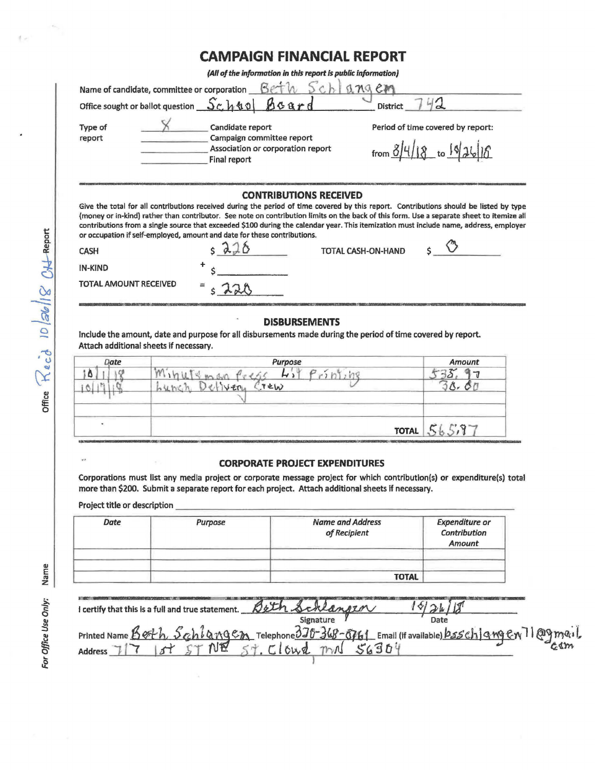# CAMPAIGN FINANCIAL REPORT

*(All of the information in this report is public information)*

Name of candidate, committee or corporation: Beth Schlangen

Office sought or ballot question: School Board    District: 742

Type of report:
- X Candidate report
- Campaign committee report
- Association or corporation report
- Final report

Period of time covered by report: from 8/4/18 to 10/26/18

## CONTRIBUTIONS RECEIVED

Give the total for all contributions received during the period of time covered by this report. Contributions should be listed by type (money or in-kind) rather than contributor. See note on contribution limits on the back of this form. Use a separate sheet to itemize all contributions from a single source that exceeded $100 during the calendar year. This itemization must include name, address, employer or occupation if self-employed, amount and date for these contributions.

CASH $ 220    TOTAL CASH-ON-HAND $ 0

IN-KIND + $

TOTAL AMOUNT RECEIVED = $ 220

## DISBURSEMENTS

**Include the amount, date and purpose for all disbursements made during the period of time covered by report. Attach additional sheets if necessary.**

| Date | Purpose | Amount |
|---|---|---|
| 10/1/18 | Minuteman Press Lit Printing | 535.97 |
| 10/17/18 | Lunch Delivery Crew | 30.00 |
| | | |
| | TOTAL | 565.97 |

## CORPORATE PROJECT EXPENDITURES

Corporations must list any media project or corporate message project for which contribution(s) or expenditure(s) total more than $200. Submit a separate report for each project. Attach additional sheets if necessary.

Project title or description

| Date | Purpose | Name and Address of Recipient | Expenditure or Contribution Amount |
|---|---|---|---|
| | | | |
| | | | |
| | | TOTAL | |

I certify that this is a full and true statement. Signature: Beth Schlangen    Date: 10/26/18

Printed Name: Beth Schlangen    Telephone: 320-368-8761    Email (if available): bsschlangen71@gmail.com

Address: 717 1st ST NE St. Cloud MN 56304

For Office Use Only: Name    Office: Rec'd 10/26/18 Oct Report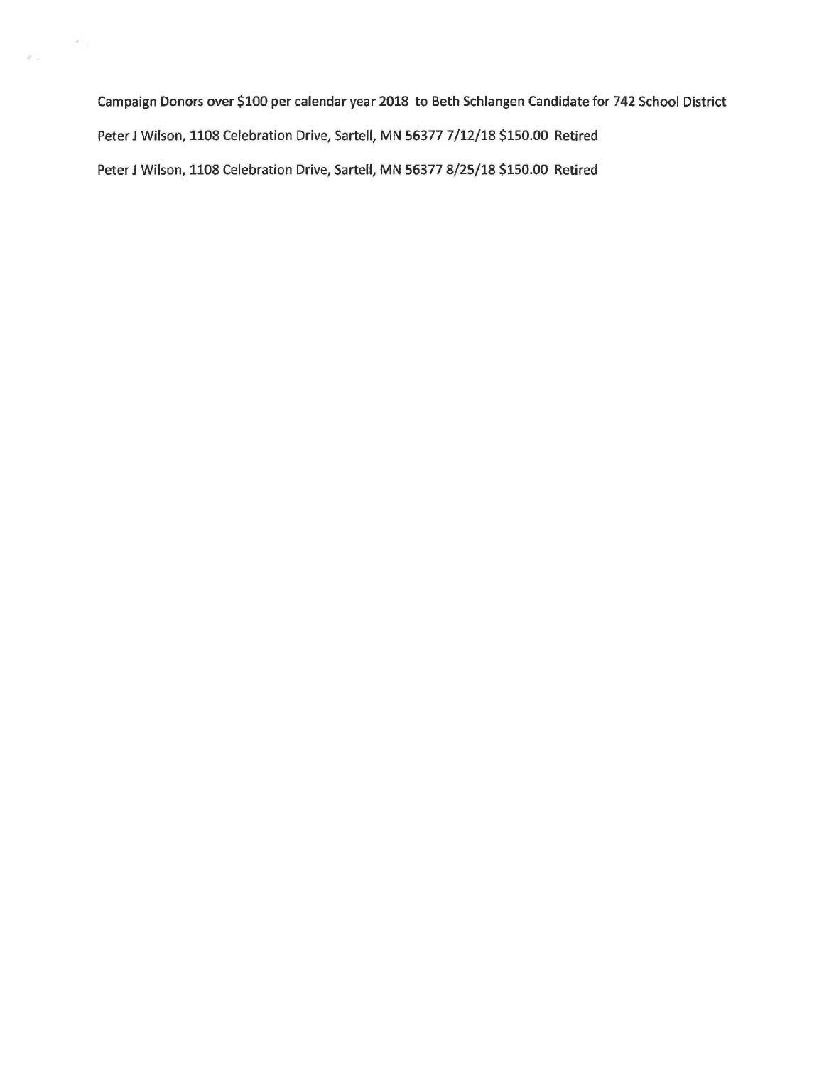Campaign Donors over $100 per calendar year 2018 to Beth Schlangen Candidate for 742 School District

Peter J Wilson, 1108 Celebration Drive, Sartell, MN 56377 7/12/18 $150.00 Retired

Peter J Wilson, 1108 Celebration Drive, Sartell, MN 56377 8/25/18 $150.00 Retired